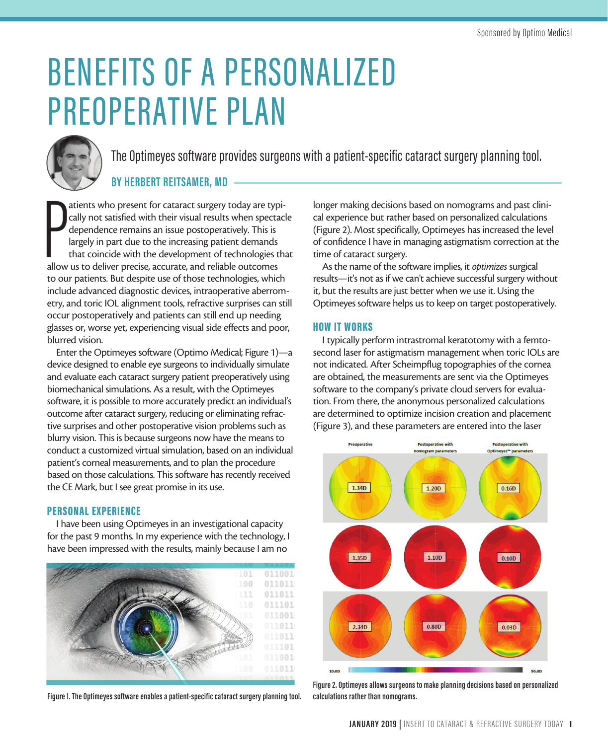# BENEFITS OF A PERSONALIZED PREOPERATIVE PLAN

The Optimeyes software provides surgeons with a patient-specific cataract surgery planning tool.

**BY HERBERT REITSAMER, MD**

Patients who present for cataract surgery today are typically not satisfied with their visual results when spectacle dependence remains an issue postoperatively. This is largely in part due to the increasing patient demands that coincide with the development of technologies that allow us to deliver precise, accurate, and reliable outcomes to our patients. But despite use of those technologies, which include advanced diagnostic devices, intraoperative aberrometry, and toric IOL alignment tools, refractive surprises can still occur postoperatively and patients can still end up needing glasses or, worse yet, experiencing visual side effects and poor, blurred vision.

Enter the Optimeyes software (Optimo Medical; Figure 1)—a device designed to enable eye surgeons to individually simulate and evaluate each cataract surgery patient preoperatively using biomechanical simulations. As a result, with the Optimeyes software, it is possible to more accurately predict an individual's outcome after cataract surgery, reducing or eliminating refractive surprises and other postoperative vision problems such as blurry vision. This is because surgeons now have the means to conduct a customized virtual simulation, based on an individual patient's corneal measurements, and to plan the procedure based on those calculations. This software has recently received the CE Mark, but I see great promise in its use.

## PERSONAL EXPERIENCE

I have been using Optimeyes in an investigational capacity for the past 9 months. In my experience with the technology, I have been impressed with the results, mainly because I am no longer making decisions based on nomograms and past clinical experience but rather based on personalized calculations (Figure 2). Most specifically, Optimeyes has increased the level of confidence I have in managing astigmatism correction at the time of cataract surgery.

Figure 1. The Optimeyes software enables a patient-specific cataract surgery planning tool.

As the name of the software implies, it *optimizes* surgical results—it's not as if we can't achieve successful surgery without it, but the results are just better when we use it. Using the Optimeyes software helps us to keep on target postoperatively.

## HOW IT WORKS

I typically perform intrastromal keratotomy with a femtosecond laser for astigmatism management when toric IOLs are not indicated. After Scheimpflug topographies of the cornea are obtained, the measurements are sent via the Optimeyes software to the company's private cloud servers for evaluation. From there, the anonymous personalized calculations are determined to optimize incision creation and placement (Figure 3), and these parameters are entered into the laser

| Preoperative | Postoperative with nomogram parameters | Postoperative with Optimeyes™ parameters |
|---|---|---|
| 1.34D | 1.20D | 0.16D |
| 1.35D | 1.10D | 0.10D |
| 2.34D | 0.80D | 0.03D |

Figure 2. Optimeyes allows surgeons to make planning decisions based on personalized calculations rather than nomograms.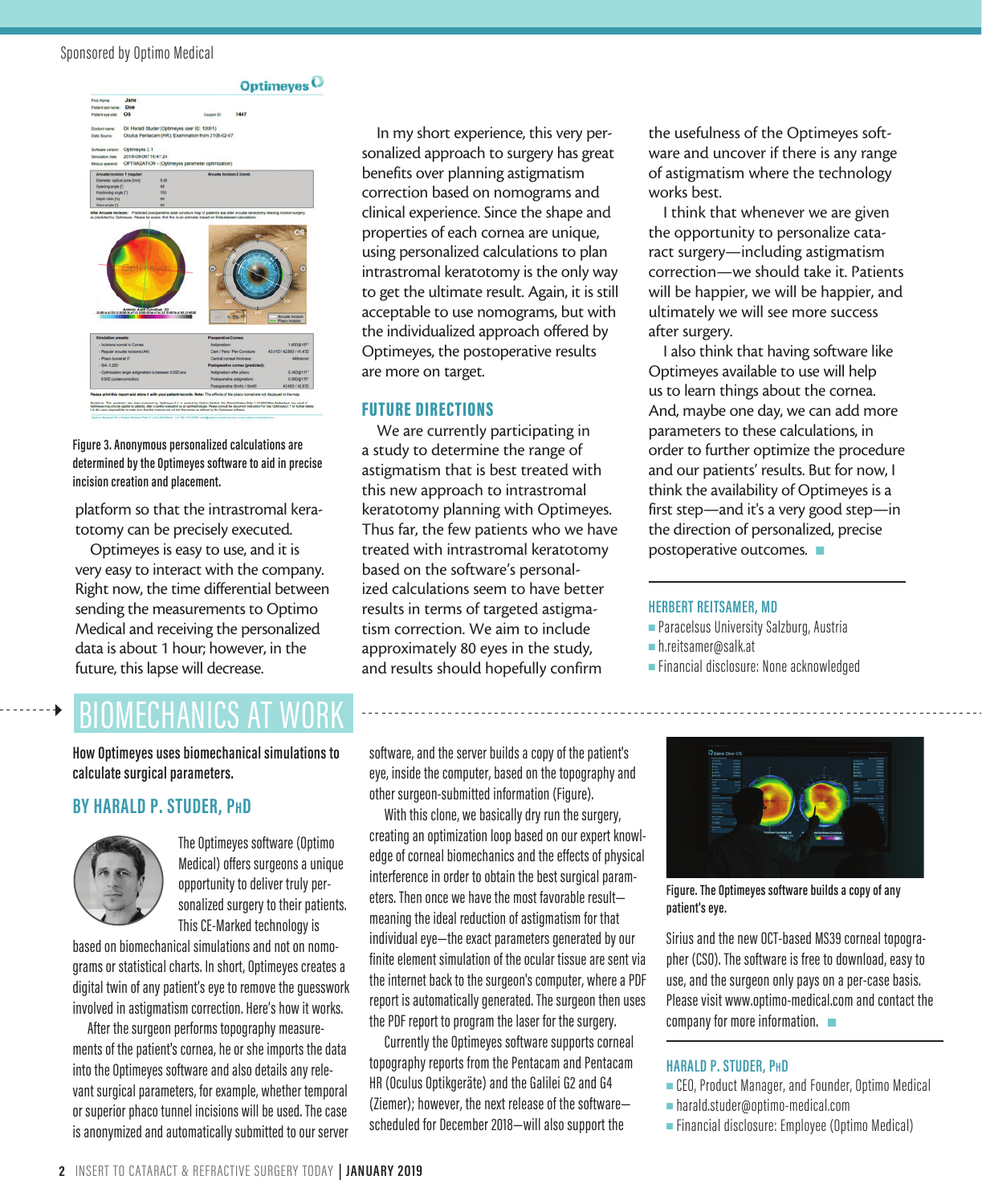Sponsored by Optimo Medical

Figure 3. Anonymous personalized calculations are determined by the Optimeyes software to aid in precise incision creation and placement.

platform so that the intrastromal keratotomy can be precisely executed.

Optimeyes is easy to use, and it is very easy to interact with the company. Right now, the time differential between sending the measurements to Optimo Medical and receiving the personalized data is about 1 hour; however, in the future, this lapse will decrease.

In my short experience, this very personalized approach to surgery has great benefits over planning astigmatism correction based on nomograms and clinical experience. Since the shape and properties of each cornea are unique, using personalized calculations to plan intrastromal keratotomy is the only way to get the ultimate result. Again, it is still acceptable to use nomograms, but with the individualized approach offered by Optimeyes, the postoperative results are more on target.

## FUTURE DIRECTIONS

We are currently participating in a study to determine the range of astigmatism that is best treated with this new approach to intrastromal keratotomy planning with Optimeyes. Thus far, the few patients who we have treated with intrastromal keratotomy based on the software's personalized calculations seem to have better results in terms of targeted astigmatism correction. We aim to include approximately 80 eyes in the study, and results should hopefully confirm the usefulness of the Optimeyes software and uncover if there is any range of astigmatism where the technology works best.

I think that whenever we are given the opportunity to personalize cataract surgery—including astigmatism correction—we should take it. Patients will be happier, we will be happier, and ultimately we will see more success after surgery.

I also think that having software like Optimeyes available to use will help us to learn things about the cornea. And, maybe one day, we can add more parameters to these calculations, in order to further optimize the procedure and our patients' results. But for now, I think the availability of Optimeyes is a first step—and it's a very good step—in the direction of personalized, precise postoperative outcomes. ■

**HERBERT REITSAMER, MD**
- Paracelsus University Salzburg, Austria
- h.reitsamer@salk.at
- Financial disclosure: None acknowledged

# BIOMECHANICS AT WORK

**How Optimeyes uses biomechanical simulations to calculate surgical parameters.**

## BY HARALD P. STUDER, PhD

The Optimeyes software (Optimo Medical) offers surgeons a unique opportunity to deliver truly personalized surgery to their patients. This CE-Marked technology is based on biomechanical simulations and not on nomograms or statistical charts. In short, Optimeyes creates a digital twin of any patient's eye to remove the guesswork involved in astigmatism correction. Here's how it works.

After the surgeon performs topography measurements of the patient's cornea, he or she imports the data into the Optimeyes software and also details any relevant surgical parameters, for example, whether temporal or superior phaco tunnel incisions will be used. The case is anonymized and automatically submitted to our server software, and the server builds a copy of the patient's eye, inside the computer, based on the topography and other surgeon-submitted information (Figure).

With this clone, we basically dry run the surgery, creating an optimization loop based on our expert knowledge of corneal biomechanics and the effects of physical interference in order to obtain the best surgical parameters. Then once we have the most favorable result—meaning the ideal reduction of astigmatism for that individual eye—the exact parameters generated by our finite element simulation of the ocular tissue are sent via the internet back to the surgeon's computer, where a PDF report is automatically generated. The surgeon then uses the PDF report to program the laser for the surgery.

Currently the Optimeyes software supports corneal topography reports from the Pentacam and Pentacam HR (Oculus Optikgeräte) and the Galilei G2 and G4 (Ziemer); however, the next release of the software—scheduled for December 2018—will also support the Sirius and the new OCT-based MS39 corneal topographer (CSO). The software is free to download, easy to use, and the surgeon only pays on a per-case basis. Please visit www.optimo-medical.com and contact the company for more information. ■

Figure. The Optimeyes software builds a copy of any patient's eye.

**HARALD P. STUDER, PhD**
- CEO, Product Manager, and Founder, Optimo Medical
- harald.studer@optimo-medical.com
- Financial disclosure: Employee (Optimo Medical)